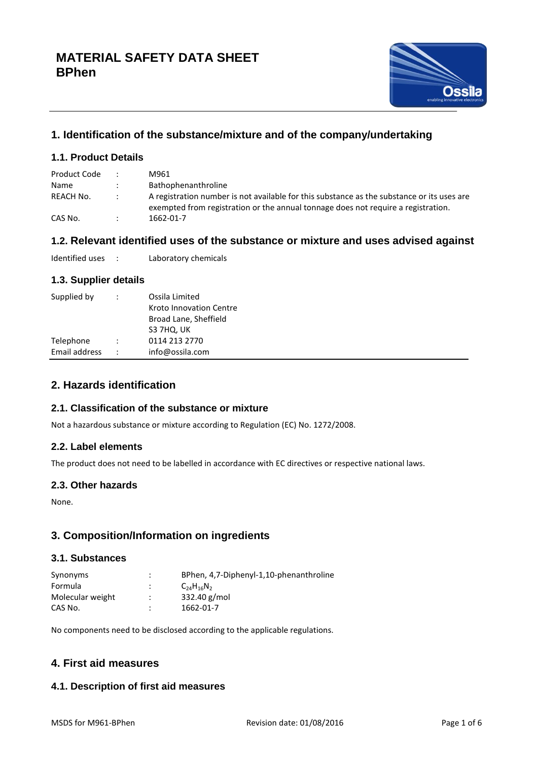# MATERIAL SAFETY DATA SHEET
# BPhen

## 1. Identification of the substance/mixture and of the company/undertaking

### 1.1. Product Details

| | | |
|---|---|---|
| Product Code | : | M961 |
| Name | : | Bathophenanthroline |
| REACH No. | : | A registration number is not available for this substance as the substance or its uses are exempted from registration or the annual tonnage does not require a registration. |
| CAS No. | : | 1662-01-7 |

### 1.2. Relevant identified uses of the substance or mixture and uses advised against

| | | |
|---|---|---|
| Identified uses | : | Laboratory chemicals |

### 1.3. Supplier details

| | | |
|---|---|---|
| Supplied by | : | Ossila Limited<br>Kroto Innovation Centre<br>Broad Lane, Sheffield<br>S3 7HQ, UK |
| Telephone | : | 0114 213 2770 |
| Email address | : | info@ossila.com |

## 2. Hazards identification

### 2.1. Classification of the substance or mixture

Not a hazardous substance or mixture according to Regulation (EC) No. 1272/2008.

### 2.2. Label elements

The product does not need to be labelled in accordance with EC directives or respective national laws.

### 2.3. Other hazards

None.

## 3. Composition/Information on ingredients

### 3.1. Substances

| | | |
|---|---|---|
| Synonyms | : | BPhen, 4,7-Diphenyl-1,10-phenanthroline |
| Formula | : | $C_{24}H_{16}N_2$ |
| Molecular weight | : | 332.40 g/mol |
| CAS No. | : | 1662-01-7 |

No components need to be disclosed according to the applicable regulations.

## 4. First aid measures

### 4.1. Description of first aid measures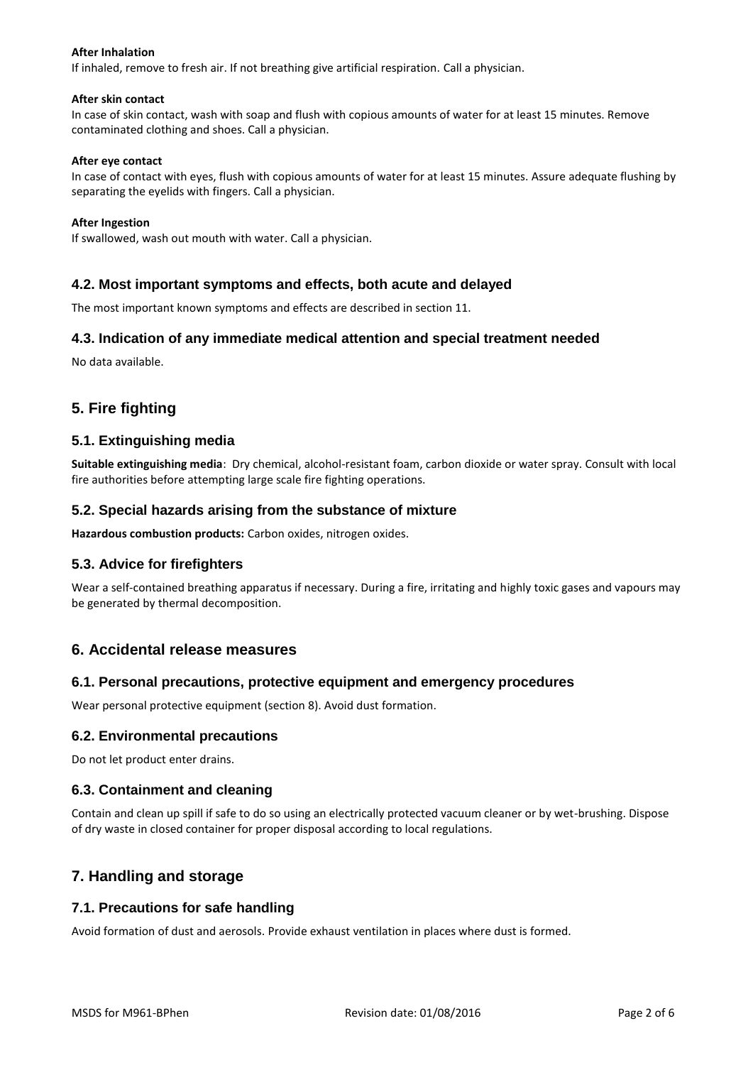**After Inhalation**

If inhaled, remove to fresh air. If not breathing give artificial respiration. Call a physician.

**After skin contact**

In case of skin contact, wash with soap and flush with copious amounts of water for at least 15 minutes. Remove contaminated clothing and shoes. Call a physician.

**After eye contact**

In case of contact with eyes, flush with copious amounts of water for at least 15 minutes. Assure adequate flushing by separating the eyelids with fingers. Call a physician.

**After Ingestion**

If swallowed, wash out mouth with water. Call a physician.

### 4.2. Most important symptoms and effects, both acute and delayed

The most important known symptoms and effects are described in section 11.

### 4.3. Indication of any immediate medical attention and special treatment needed

No data available.

## 5. Fire fighting

### 5.1. Extinguishing media

**Suitable extinguishing media**: Dry chemical, alcohol-resistant foam, carbon dioxide or water spray. Consult with local fire authorities before attempting large scale fire fighting operations.

### 5.2. Special hazards arising from the substance of mixture

**Hazardous combustion products:** Carbon oxides, nitrogen oxides.

### 5.3. Advice for firefighters

Wear a self-contained breathing apparatus if necessary. During a fire, irritating and highly toxic gases and vapours may be generated by thermal decomposition.

## 6. Accidental release measures

### 6.1. Personal precautions, protective equipment and emergency procedures

Wear personal protective equipment (section 8). Avoid dust formation.

### 6.2. Environmental precautions

Do not let product enter drains.

### 6.3. Containment and cleaning

Contain and clean up spill if safe to do so using an electrically protected vacuum cleaner or by wet-brushing. Dispose of dry waste in closed container for proper disposal according to local regulations.

## 7. Handling and storage

### 7.1. Precautions for safe handling

Avoid formation of dust and aerosols. Provide exhaust ventilation in places where dust is formed.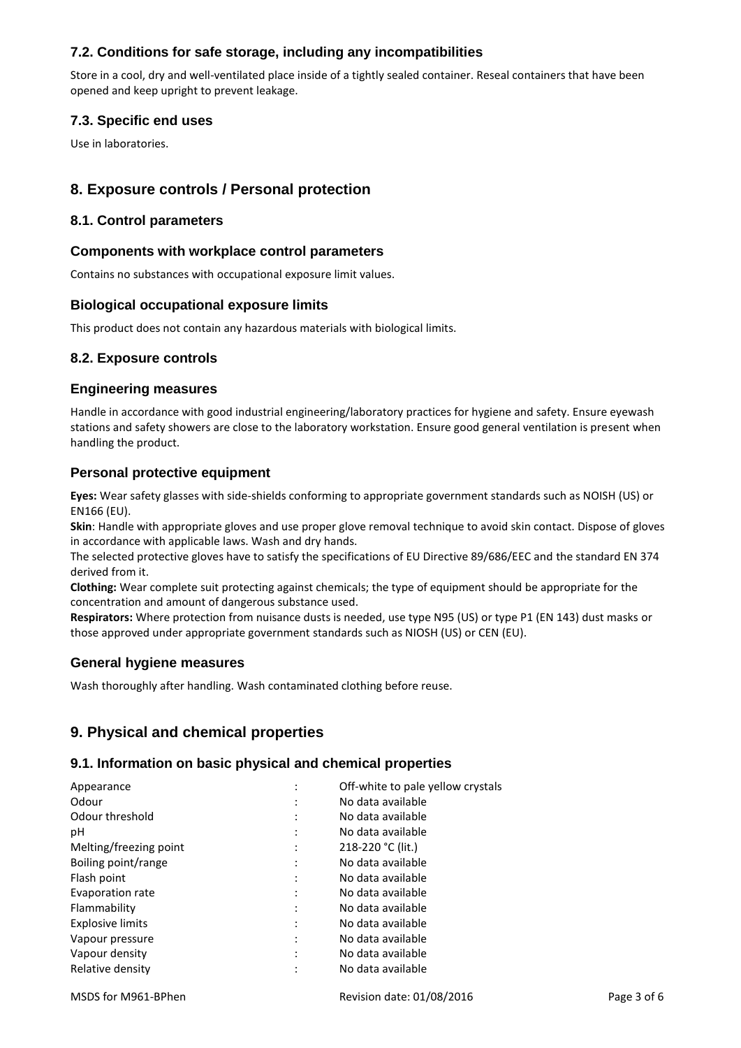### 7.2. Conditions for safe storage, including any incompatibilities

Store in a cool, dry and well-ventilated place inside of a tightly sealed container. Reseal containers that have been opened and keep upright to prevent leakage.

### 7.3. Specific end uses

Use in laboratories.

## 8. Exposure controls / Personal protection

### 8.1. Control parameters

### Components with workplace control parameters

Contains no substances with occupational exposure limit values.

### Biological occupational exposure limits

This product does not contain any hazardous materials with biological limits.

### 8.2. Exposure controls

### Engineering measures

Handle in accordance with good industrial engineering/laboratory practices for hygiene and safety. Ensure eyewash stations and safety showers are close to the laboratory workstation. Ensure good general ventilation is present when handling the product.

### Personal protective equipment

**Eyes:** Wear safety glasses with side-shields conforming to appropriate government standards such as NOISH (US) or EN166 (EU).
**Skin**: Handle with appropriate gloves and use proper glove removal technique to avoid skin contact. Dispose of gloves in accordance with applicable laws. Wash and dry hands.
The selected protective gloves have to satisfy the specifications of EU Directive 89/686/EEC and the standard EN 374 derived from it.
**Clothing:** Wear complete suit protecting against chemicals; the type of equipment should be appropriate for the concentration and amount of dangerous substance used.
**Respirators:** Where protection from nuisance dusts is needed, use type N95 (US) or type P1 (EN 143) dust masks or those approved under appropriate government standards such as NIOSH (US) or CEN (EU).

### General hygiene measures

Wash thoroughly after handling. Wash contaminated clothing before reuse.

## 9. Physical and chemical properties

### 9.1. Information on basic physical and chemical properties

| | | |
|---|---|---|
| Appearance | : | Off-white to pale yellow crystals |
| Odour | : | No data available |
| Odour threshold | : | No data available |
| pH | : | No data available |
| Melting/freezing point | : | 218-220 °C (lit.) |
| Boiling point/range | : | No data available |
| Flash point | : | No data available |
| Evaporation rate | : | No data available |
| Flammability | : | No data available |
| Explosive limits | : | No data available |
| Vapour pressure | : | No data available |
| Vapour density | : | No data available |
| Relative density | : | No data available |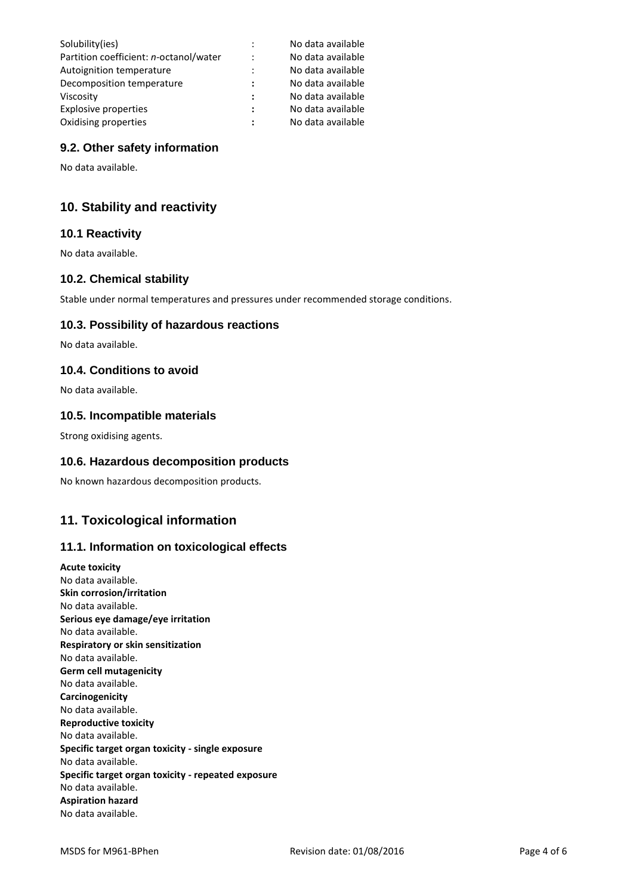| | | |
|---|---|---|
| Solubility(ies) | : | No data available |
| Partition coefficient: *n*-octanol/water | : | No data available |
| Autoignition temperature | : | No data available |
| Decomposition temperature | : | No data available |
| Viscosity | : | No data available |
| Explosive properties | : | No data available |
| Oxidising properties | : | No data available |

### 9.2. Other safety information

No data available.

## 10. Stability and reactivity

### 10.1 Reactivity

No data available.

### 10.2. Chemical stability

Stable under normal temperatures and pressures under recommended storage conditions.

### 10.3. Possibility of hazardous reactions

No data available.

### 10.4. Conditions to avoid

No data available.

### 10.5. Incompatible materials

Strong oxidising agents.

### 10.6. Hazardous decomposition products

No known hazardous decomposition products.

## 11. Toxicological information

### 11.1. Information on toxicological effects

**Acute toxicity**
No data available.
**Skin corrosion/irritation**
No data available.
**Serious eye damage/eye irritation**
No data available.
**Respiratory or skin sensitization**
No data available.
**Germ cell mutagenicity**
No data available.
**Carcinogenicity**
No data available.
**Reproductive toxicity**
No data available.
**Specific target organ toxicity - single exposure**
No data available.
**Specific target organ toxicity - repeated exposure**
No data available.
**Aspiration hazard**
No data available.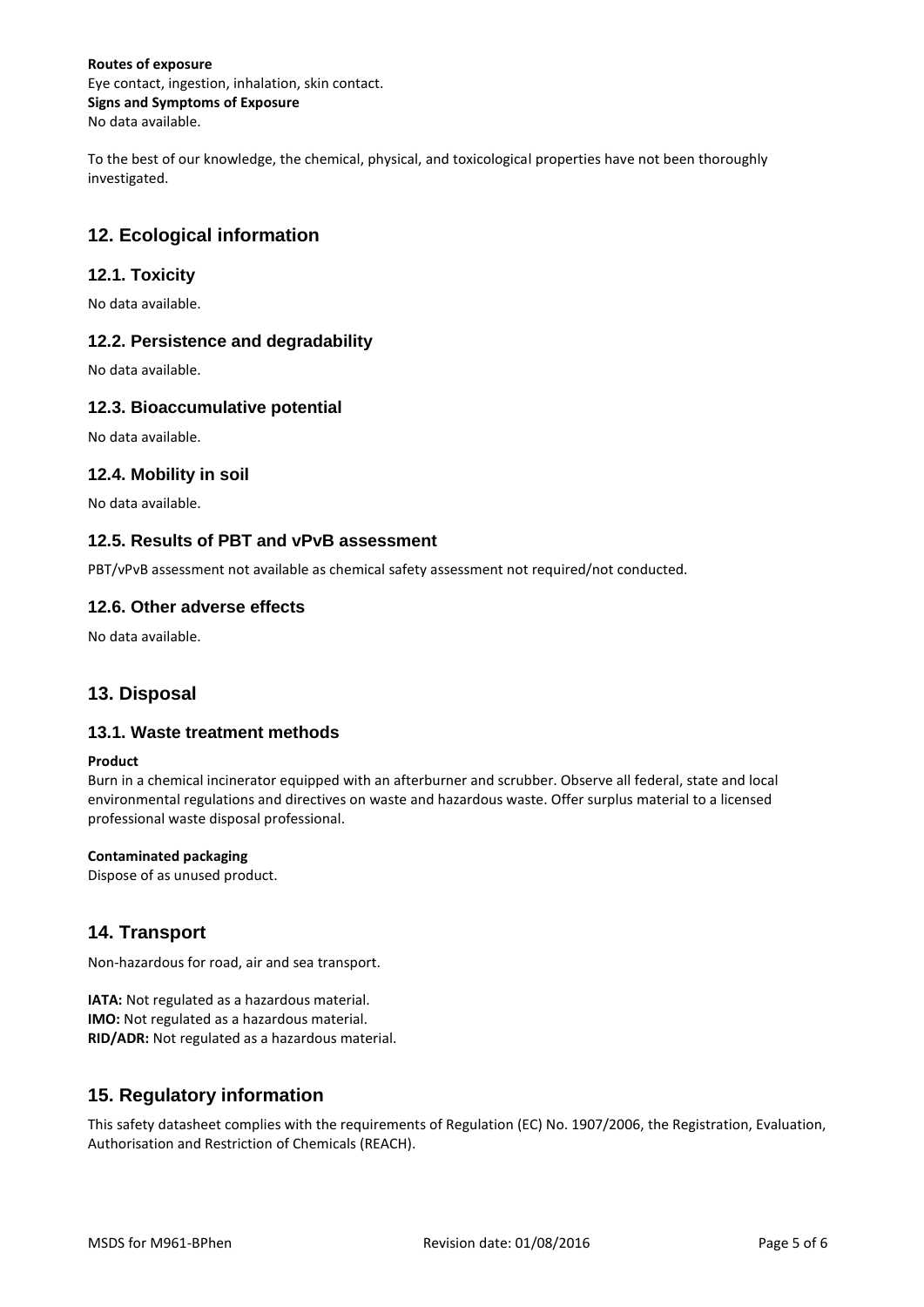**Routes of exposure**
Eye contact, ingestion, inhalation, skin contact.
**Signs and Symptoms of Exposure**
No data available.

To the best of our knowledge, the chemical, physical, and toxicological properties have not been thoroughly investigated.

## 12. Ecological information

### 12.1. Toxicity

No data available.

### 12.2. Persistence and degradability

No data available.

### 12.3. Bioaccumulative potential

No data available.

### 12.4. Mobility in soil

No data available.

### 12.5. Results of PBT and vPvB assessment

PBT/vPvB assessment not available as chemical safety assessment not required/not conducted.

### 12.6. Other adverse effects

No data available.

## 13. Disposal

### 13.1. Waste treatment methods

**Product**
Burn in a chemical incinerator equipped with an afterburner and scrubber. Observe all federal, state and local environmental regulations and directives on waste and hazardous waste. Offer surplus material to a licensed professional waste disposal professional.

**Contaminated packaging**
Dispose of as unused product.

## 14. Transport

Non-hazardous for road, air and sea transport.

**IATA:** Not regulated as a hazardous material.
**IMO:** Not regulated as a hazardous material.
**RID/ADR:** Not regulated as a hazardous material.

## 15. Regulatory information

This safety datasheet complies with the requirements of Regulation (EC) No. 1907/2006, the Registration, Evaluation, Authorisation and Restriction of Chemicals (REACH).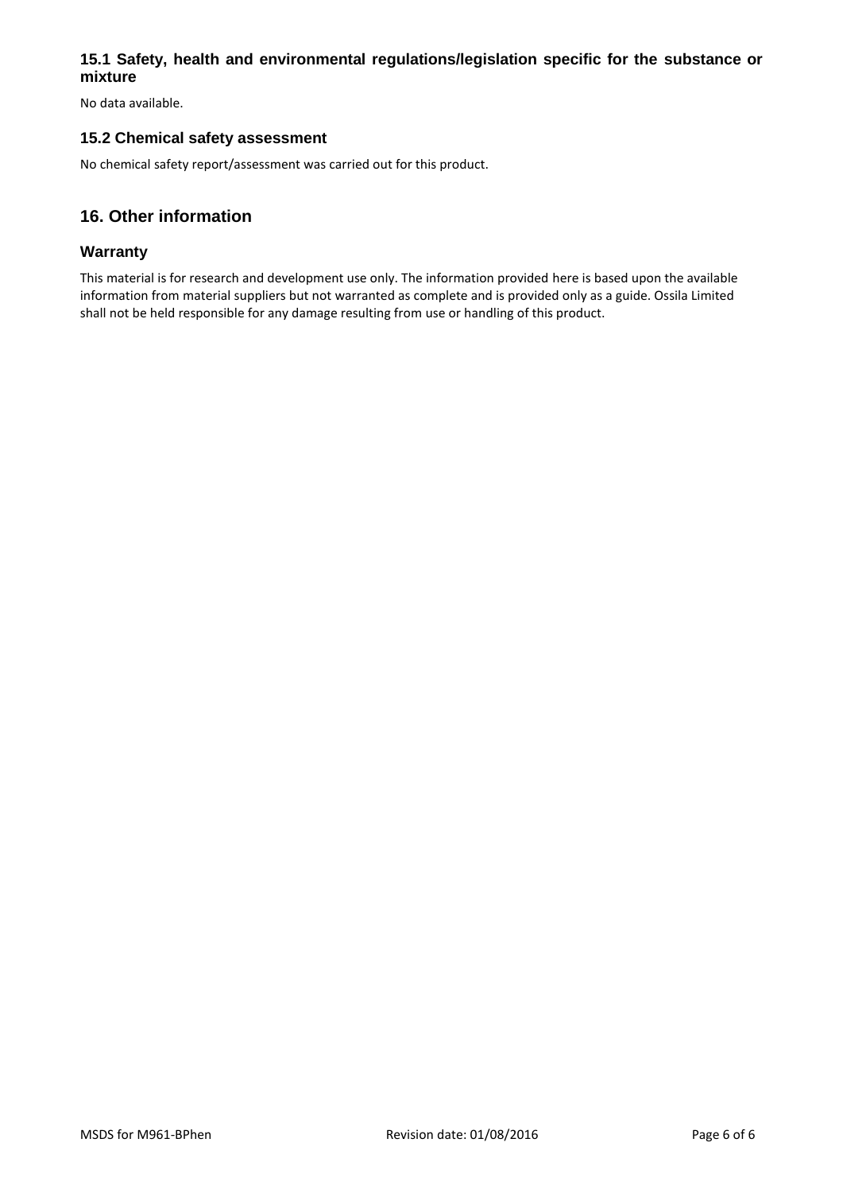### 15.1 Safety, health and environmental regulations/legislation specific for the substance or mixture

No data available.

### 15.2 Chemical safety assessment

No chemical safety report/assessment was carried out for this product.

## 16. Other information

### Warranty

This material is for research and development use only. The information provided here is based upon the available information from material suppliers but not warranted as complete and is provided only as a guide. Ossila Limited shall not be held responsible for any damage resulting from use or handling of this product.